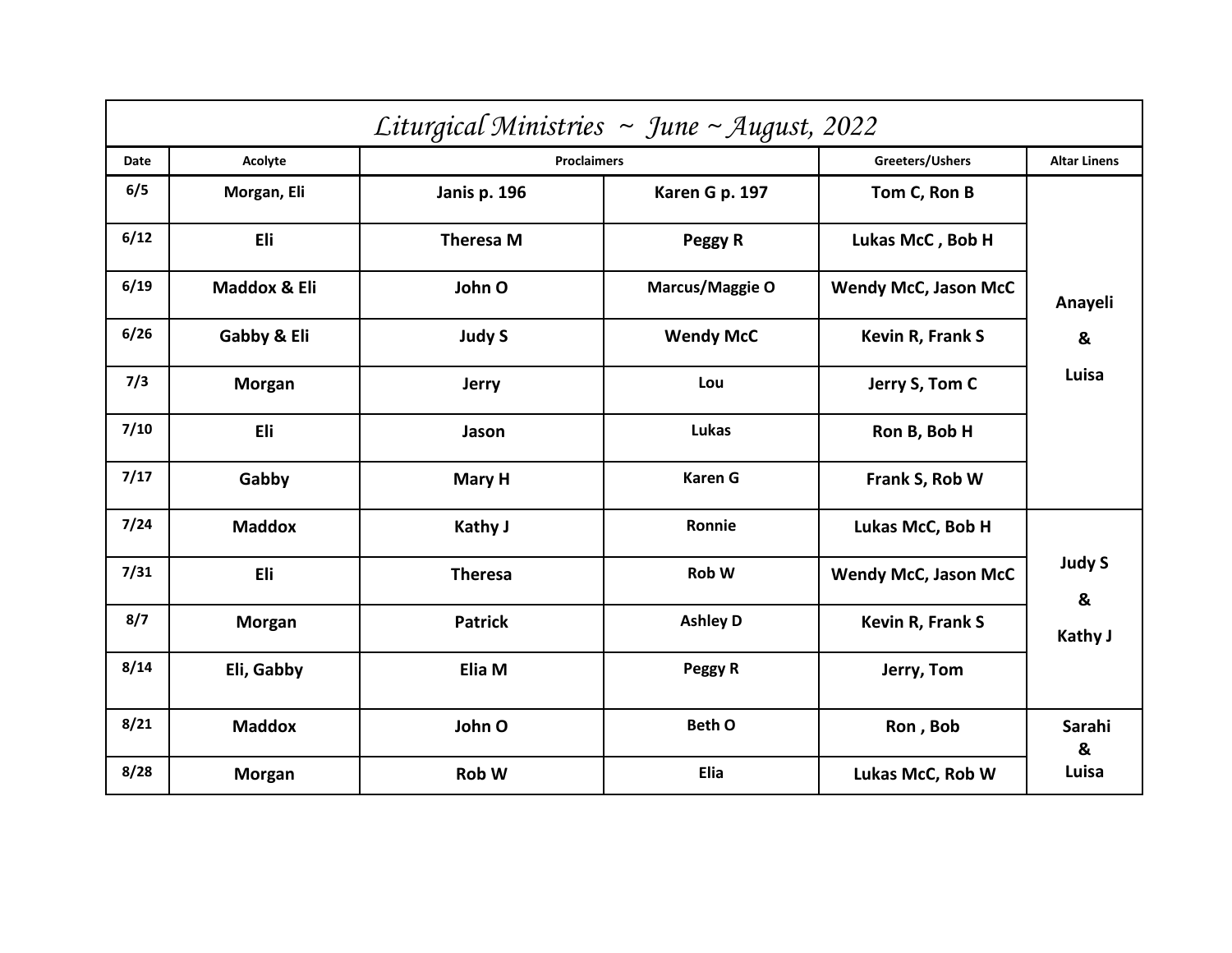# *Liturgical Ministries ~ June ~ August, 2022*

| Date | Acolyte | Proclaimers | | Greeters/Ushers | Altar Linens |
|---|---|---|---|---|---|
| 6/5 | Morgan, Eli | Janis p. 196 | Karen G p. 197 | Tom C, Ron B | Anayeli & Luisa |
| 6/12 | Eli | Theresa M | Peggy R | Lukas McC , Bob H | |
| 6/19 | Maddox & Eli | John O | Marcus/Maggie O | Wendy McC, Jason McC | |
| 6/26 | Gabby & Eli | Judy S | Wendy McC | Kevin R, Frank S | |
| 7/3 | Morgan | Jerry | Lou | Jerry S, Tom C | |
| 7/10 | Eli | Jason | Lukas | Ron B, Bob H | |
| 7/17 | Gabby | Mary H | Karen G | Frank S, Rob W | |
| 7/24 | Maddox | Kathy J | Ronnie | Lukas McC, Bob H | Judy S & Kathy J |
| 7/31 | Eli | Theresa | Rob W | Wendy McC, Jason McC | |
| 8/7 | Morgan | Patrick | Ashley D | Kevin R, Frank S | |
| 8/14 | Eli, Gabby | Elia M | Peggy R | Jerry, Tom | |
| 8/21 | Maddox | John O | Beth O | Ron , Bob | Sarahi & Luisa |
| 8/28 | Morgan | Rob W | Elia | Lukas McC, Rob W | |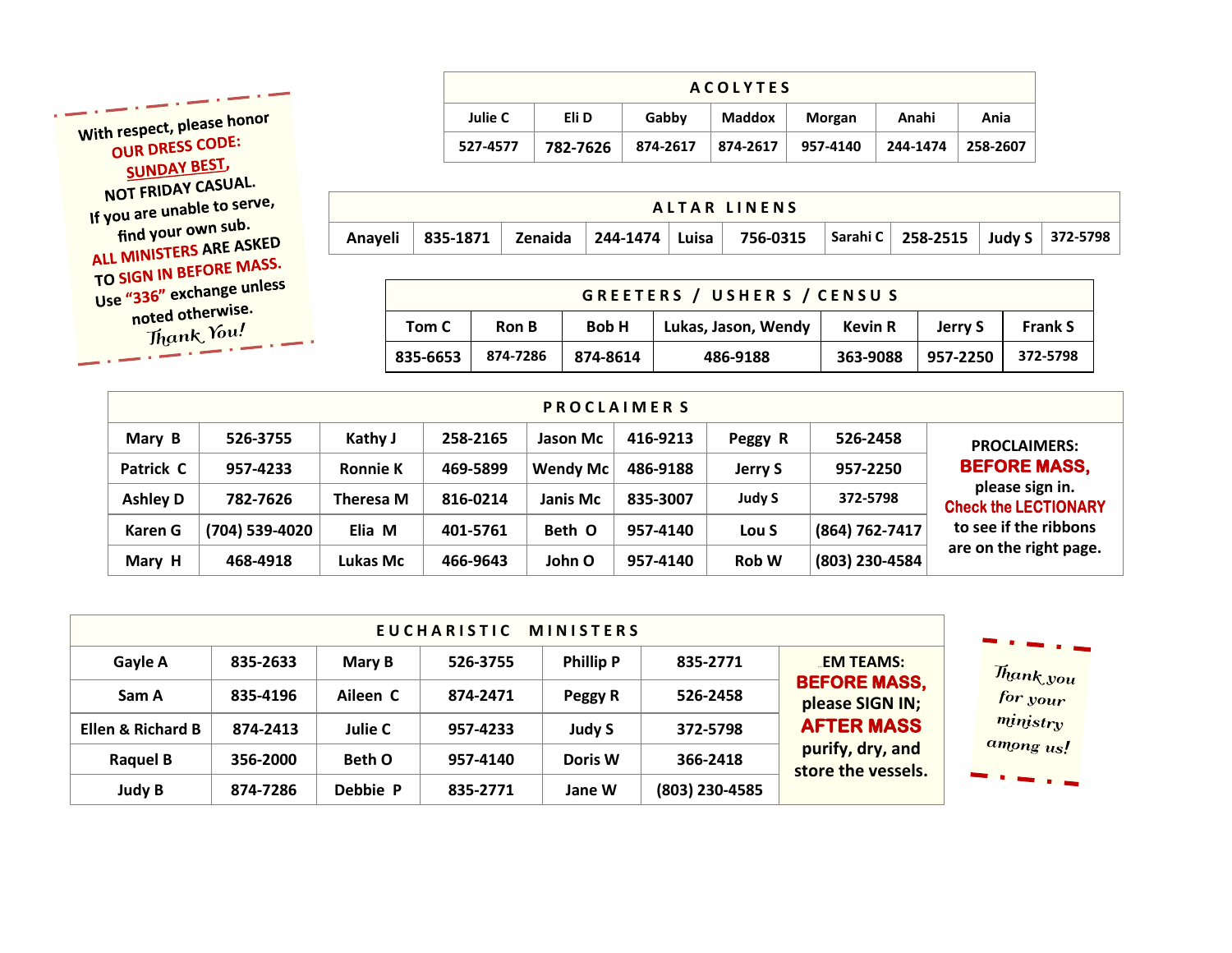With respect, please honor
**OUR DRESS CODE:**
**SUNDAY BEST,**
NOT FRIDAY CASUAL.
If you are unable to serve,
find your own sub.
**ALL MINISTERS ARE ASKED TO SIGN IN BEFORE MASS.**
Use **"336"** exchange unless noted otherwise.
*Thank You!*

## ACOLYTES

| Julie C | Eli D | Gabby | Maddox | Morgan | Anahi | Ania |
|---|---|---|---|---|---|---|
| 527-4577 | 782-7626 | 874-2617 | 874-2617 | 957-4140 | 244-1474 | 258-2607 |

## ALTAR LINENS

| | | | | | | | | | |
|---|---|---|---|---|---|---|---|---|---|
| Anayeli | 835-1871 | Zenaida | 244-1474 | Luisa | 756-0315 | Sarahi C | 258-2515 | Judy S | 372-5798 |

## GREETERS / USHERS / CENSUS

| Tom C | Ron B | Bob H | Lukas, Jason, Wendy | Kevin R | Jerry S | Frank S |
|---|---|---|---|---|---|---|
| 835-6653 | 874-7286 | 874-8614 | 486-9188 | 363-9088 | 957-2250 | 372-5798 |

## PROCLAIMERS

| | | | | | | | |
|---|---|---|---|---|---|---|---|
| Mary B | 526-3755 | Kathy J | 258-2165 | Jason Mc | 416-9213 | Peggy R | 526-2458 |
| Patrick C | 957-4233 | Ronnie K | 469-5899 | Wendy Mc | 486-9188 | Jerry S | 957-2250 |
| Ashley D | 782-7626 | Theresa M | 816-0214 | Janis Mc | 835-3007 | Judy S | 372-5798 |
| Karen G | (704) 539-4020 | Elia M | 401-5761 | Beth O | 957-4140 | Lou S | (864) 762-7417 |
| Mary H | 468-4918 | Lukas Mc | 466-9643 | John O | 957-4140 | Rob W | (803) 230-4584 |

PROCLAIMERS: **BEFORE MASS,** please sign in. **Check the LECTIONARY** to see if the ribbons are on the right page.

## EUCHARISTIC MINISTERS

| | | | | | |
|---|---|---|---|---|---|
| Gayle A | 835-2633 | Mary B | 526-3755 | Phillip P | 835-2771 |
| Sam A | 835-4196 | Aileen C | 874-2471 | Peggy R | 526-2458 |
| Ellen & Richard B | 874-2413 | Julie C | 957-4233 | Judy S | 372-5798 |
| Raquel B | 356-2000 | Beth O | 957-4140 | Doris W | 366-2418 |
| Judy B | 874-7286 | Debbie P | 835-2771 | Jane W | (803) 230-4585 |

EM TEAMS: **BEFORE MASS,** please SIGN IN; **AFTER MASS** purify, dry, and store the vessels.

*Thank you for your ministry among us!*